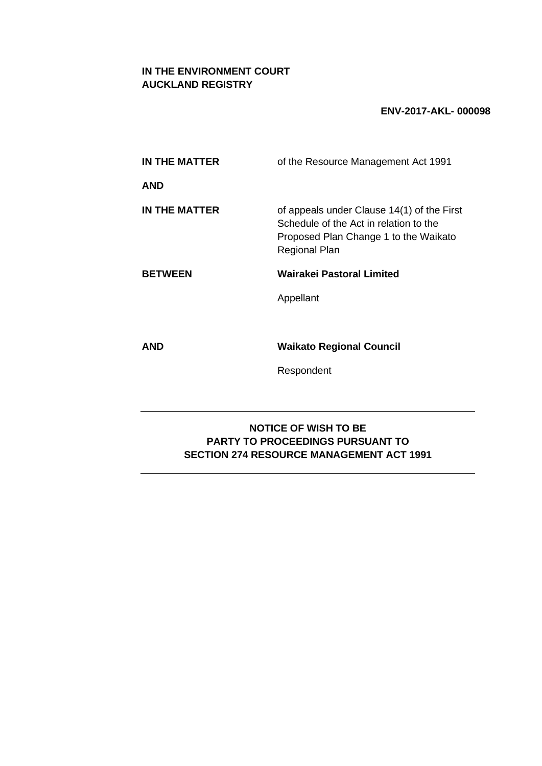**IN THE ENVIRONMENT COURT**
**AUCKLAND REGISTRY**

**ENV-2017-AKL- 000098**

| | |
|---|---|
| **IN THE MATTER** | of the Resource Management Act 1991 |
| **AND** | |
| **IN THE MATTER** | of appeals under Clause 14(1) of the First Schedule of the Act in relation to the Proposed Plan Change 1 to the Waikato Regional Plan |
| **BETWEEN** | **Wairakei Pastoral Limited** |
| | Appellant |
| **AND** | **Waikato Regional Council** |
| | Respondent |

---

**NOTICE OF WISH TO BE**
**PARTY TO PROCEEDINGS PURSUANT TO**
**SECTION 274 RESOURCE MANAGEMENT ACT 1991**

---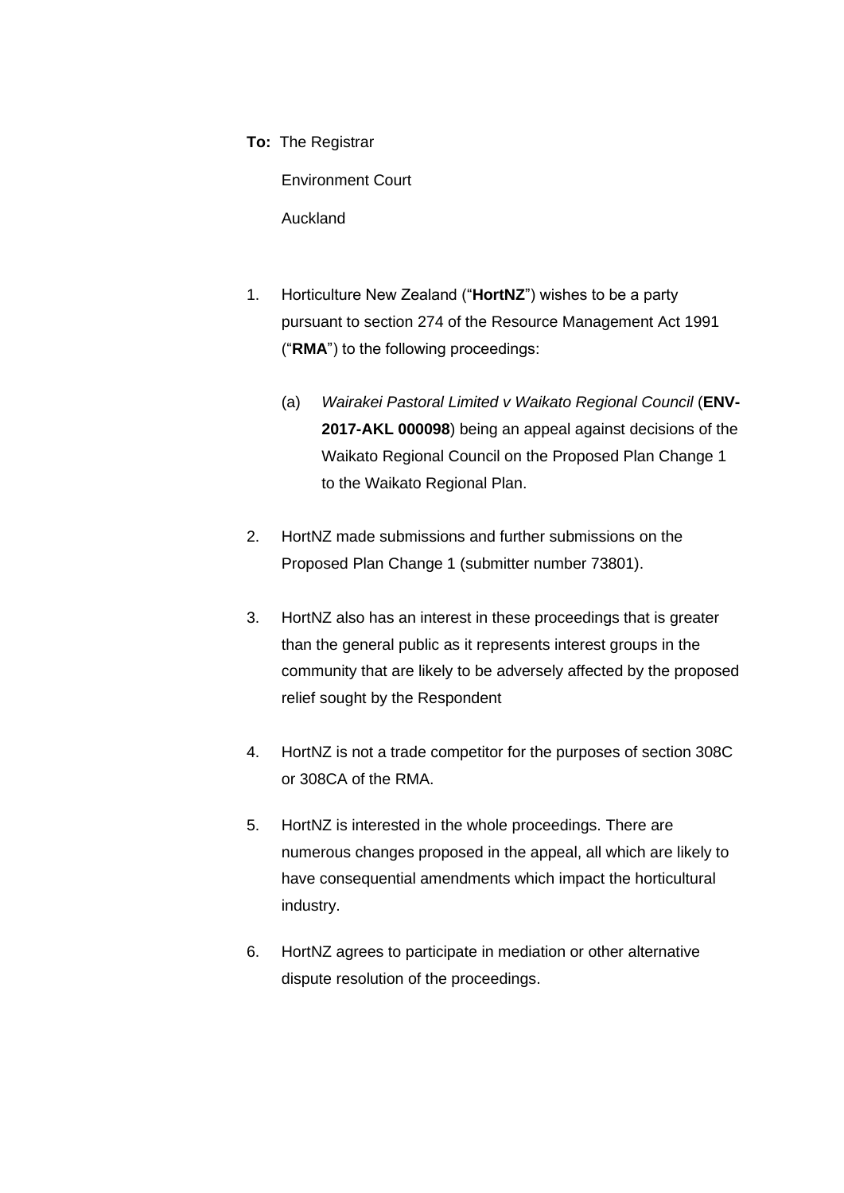**To:** The Registrar

Environment Court

Auckland

1. Horticulture New Zealand ("**HortNZ**") wishes to be a party pursuant to section 274 of the Resource Management Act 1991 ("**RMA**") to the following proceedings:

   (a) *Wairakei Pastoral Limited v Waikato Regional Council* (**ENV-2017-AKL 000098**) being an appeal against decisions of the Waikato Regional Council on the Proposed Plan Change 1 to the Waikato Regional Plan.

2. HortNZ made submissions and further submissions on the Proposed Plan Change 1 (submitter number 73801).

3. HortNZ also has an interest in these proceedings that is greater than the general public as it represents interest groups in the community that are likely to be adversely affected by the proposed relief sought by the Respondent

4. HortNZ is not a trade competitor for the purposes of section 308C or 308CA of the RMA.

5. HortNZ is interested in the whole proceedings. There are numerous changes proposed in the appeal, all which are likely to have consequential amendments which impact the horticultural industry.

6. HortNZ agrees to participate in mediation or other alternative dispute resolution of the proceedings.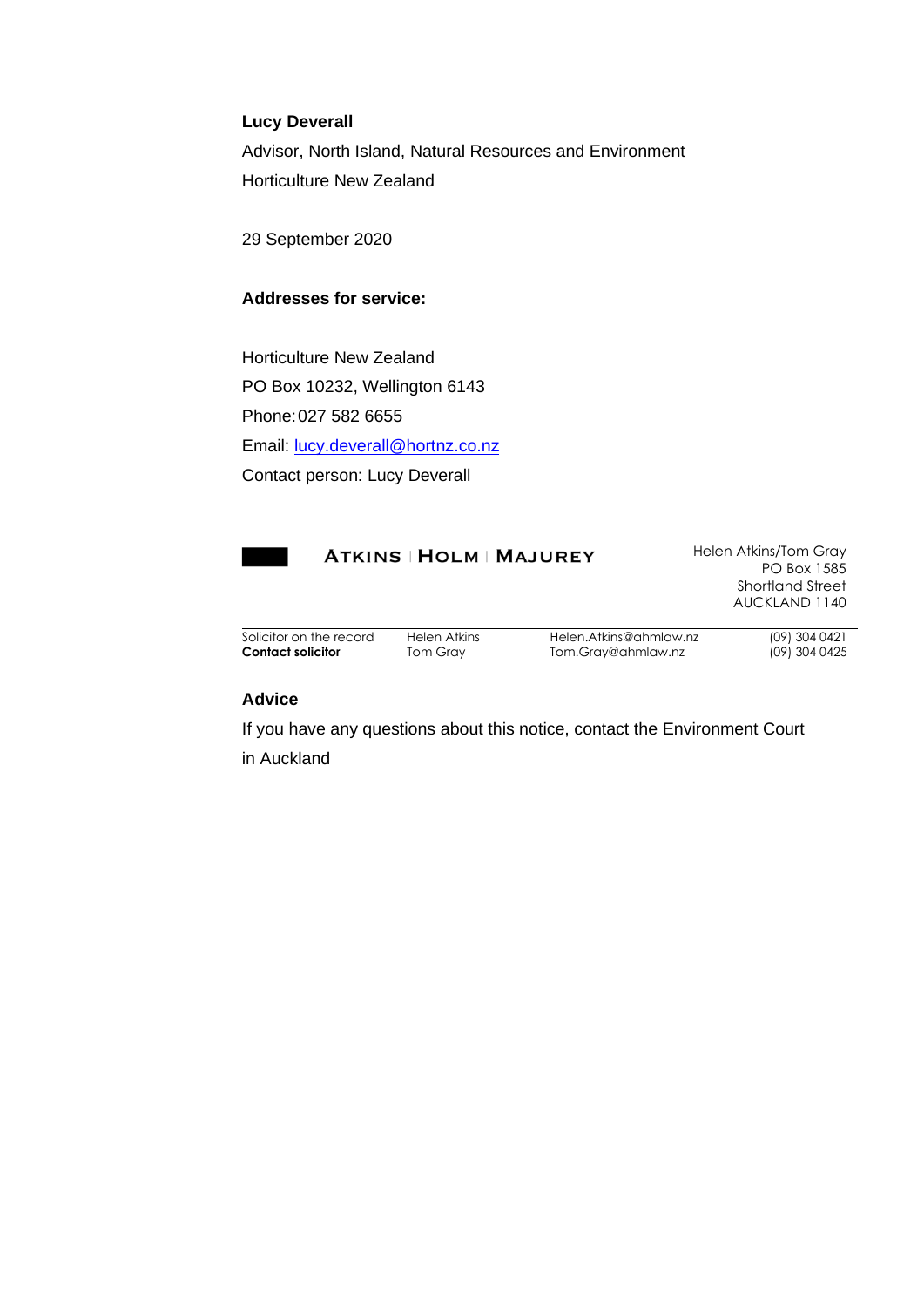**Lucy Deverall**

Advisor, North Island, Natural Resources and Environment

Horticulture New Zealand

29 September 2020

**Addresses for service:**

Horticulture New Zealand

PO Box 10232, Wellington 6143

Phone: 027 582 6655

Email: lucy.deverall@hortnz.co.nz

Contact person: Lucy Deverall

---

ATKINS | HOLM | MAJUREY

Helen Atkins/Tom Gray
PO Box 1585
Shortland Street
AUCKLAND 1140

| | | | |
|---|---|---|---|
| Solicitor on the record | Helen Atkins | Helen.Atkins@ahmlaw.nz | (09) 304 0421 |
| **Contact solicitor** | Tom Gray | Tom.Gray@ahmlaw.nz | (09) 304 0425 |

**Advice**

If you have any questions about this notice, contact the Environment Court in Auckland